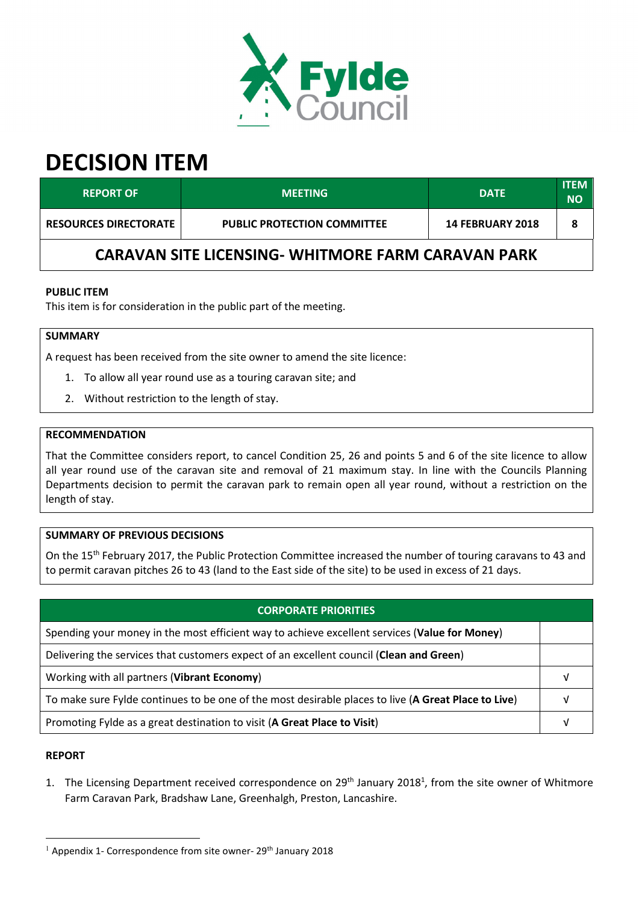# DECISION ITEM

| REPORT OF | MEETING | DATE | ITEM NO |
|---|---|---|---|
| RESOURCES DIRECTORATE | PUBLIC PROTECTION COMMITTEE | 14 FEBRUARY 2018 | 8 |

## CARAVAN SITE LICENSING- WHITMORE FARM CARAVAN PARK

**PUBLIC ITEM**

This item is for consideration in the public part of the meeting.

**SUMMARY**

A request has been received from the site owner to amend the site licence:

1. To allow all year round use as a touring caravan site; and
2. Without restriction to the length of stay.

**RECOMMENDATION**

That the Committee considers report, to cancel Condition 25, 26 and points 5 and 6 of the site licence to allow all year round use of the caravan site and removal of 21 maximum stay. In line with the Councils Planning Departments decision to permit the caravan park to remain open all year round, without a restriction on the length of stay.

**SUMMARY OF PREVIOUS DECISIONS**

On the 15th February 2017, the Public Protection Committee increased the number of touring caravans to 43 and to permit caravan pitches 26 to 43 (land to the East side of the site) to be used in excess of 21 days.

| CORPORATE PRIORITIES | |
|---|---|
| Spending your money in the most efficient way to achieve excellent services (**Value for Money**) | |
| Delivering the services that customers expect of an excellent council (**Clean and Green**) | |
| Working with all partners (**Vibrant Economy**) | √ |
| To make sure Fylde continues to be one of the most desirable places to live (**A Great Place to Live**) | √ |
| Promoting Fylde as a great destination to visit (**A Great Place to Visit**) | √ |

**REPORT**

1. The Licensing Department received correspondence on 29th January 2018[1], from the site owner of Whitmore Farm Caravan Park, Bradshaw Lane, Greenhalgh, Preston, Lancashire.

[1] Appendix 1- Correspondence from site owner- 29th January 2018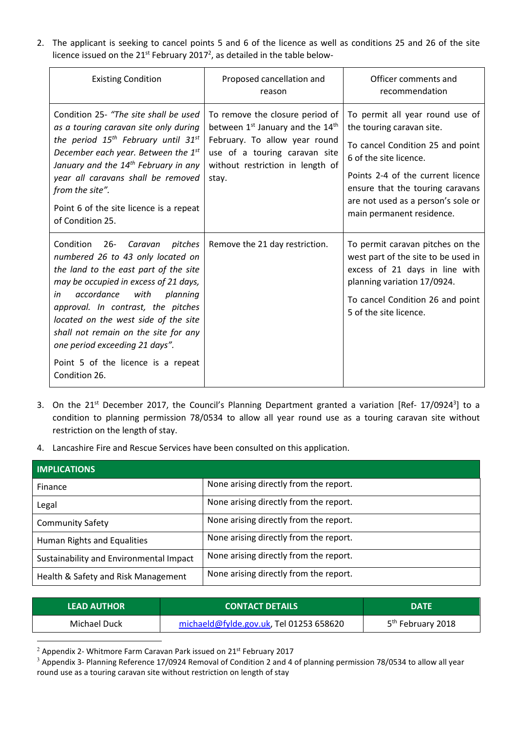2. The applicant is seeking to cancel points 5 and 6 of the licence as well as conditions 25 and 26 of the site licence issued on the 21st February 2017[2], as detailed in the table below-

| Existing Condition | Proposed cancellation and reason | Officer comments and recommendation |
|---|---|---|
| Condition 25- *"The site shall be used as a touring caravan site only during the period 15th February until 31st December each year. Between the 1st January and the 14th February in any year all caravans shall be removed from the site".*<br><br>Point 6 of the site licence is a repeat of Condition 25. | To remove the closure period of between 1st January and the 14th February. To allow year round use of a touring caravan site without restriction in length of stay. | To permit all year round use of the touring caravan site.<br><br>To cancel Condition 25 and point 6 of the site licence.<br><br>Points 2-4 of the current licence ensure that the touring caravans are not used as a person's sole or main permanent residence. |
| Condition 26- *Caravan pitches numbered 26 to 43 only located on the land to the east part of the site may be occupied in excess of 21 days, in accordance with planning approval. In contrast, the pitches located on the west side of the site shall not remain on the site for any one period exceeding 21 days".*<br><br>Point 5 of the licence is a repeat Condition 26. | Remove the 21 day restriction. | To permit caravan pitches on the west part of the site to be used in excess of 21 days in line with planning variation 17/0924.<br><br>To cancel Condition 26 and point 5 of the site licence. |

3. On the 21st December 2017, the Council's Planning Department granted a variation [Ref- 17/0924[3]] to a condition to planning permission 78/0534 to allow all year round use as a touring caravan site without restriction on the length of stay.

4. Lancashire Fire and Rescue Services have been consulted on this application.

| IMPLICATIONS | |
|---|---|
| Finance | None arising directly from the report. |
| Legal | None arising directly from the report. |
| Community Safety | None arising directly from the report. |
| Human Rights and Equalities | None arising directly from the report. |
| Sustainability and Environmental Impact | None arising directly from the report. |
| Health & Safety and Risk Management | None arising directly from the report. |

| LEAD AUTHOR | CONTACT DETAILS | DATE |
|---|---|---|
| Michael Duck | michaeld@fylde.gov.uk, Tel 01253 658620 | 5th February 2018 |

[2] Appendix 2- Whitmore Farm Caravan Park issued on 21st February 2017

[3] Appendix 3- Planning Reference 17/0924 Removal of Condition 2 and 4 of planning permission 78/0534 to allow all year round use as a touring caravan site without restriction on length of stay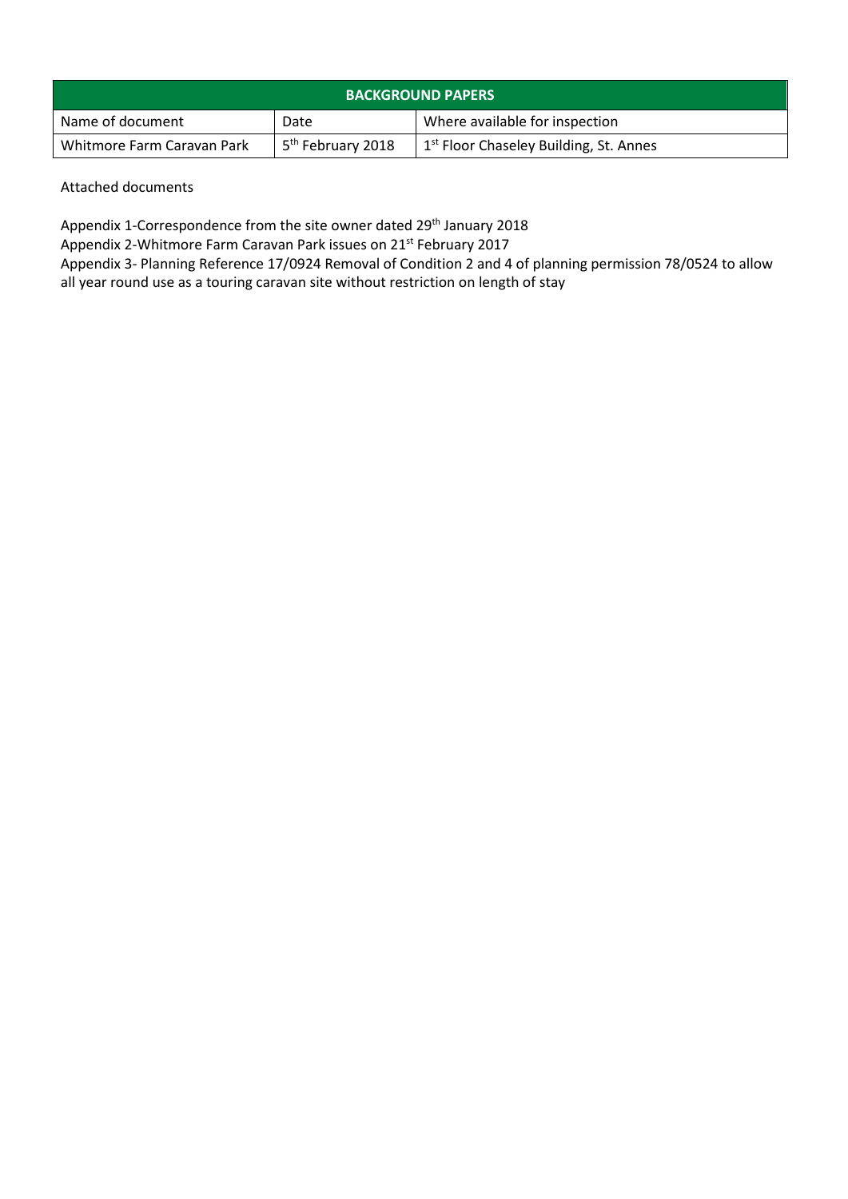| BACKGROUND PAPERS | | |
| --- | --- | --- |
| Name of document | Date | Where available for inspection |
| Whitmore Farm Caravan Park | 5th February 2018 | 1st Floor Chaseley Building, St. Annes |

Attached documents

Appendix 1-Correspondence from the site owner dated 29th January 2018
Appendix 2-Whitmore Farm Caravan Park issues on 21st February 2017
Appendix 3- Planning Reference 17/0924 Removal of Condition 2 and 4 of planning permission 78/0524 to allow all year round use as a touring caravan site without restriction on length of stay